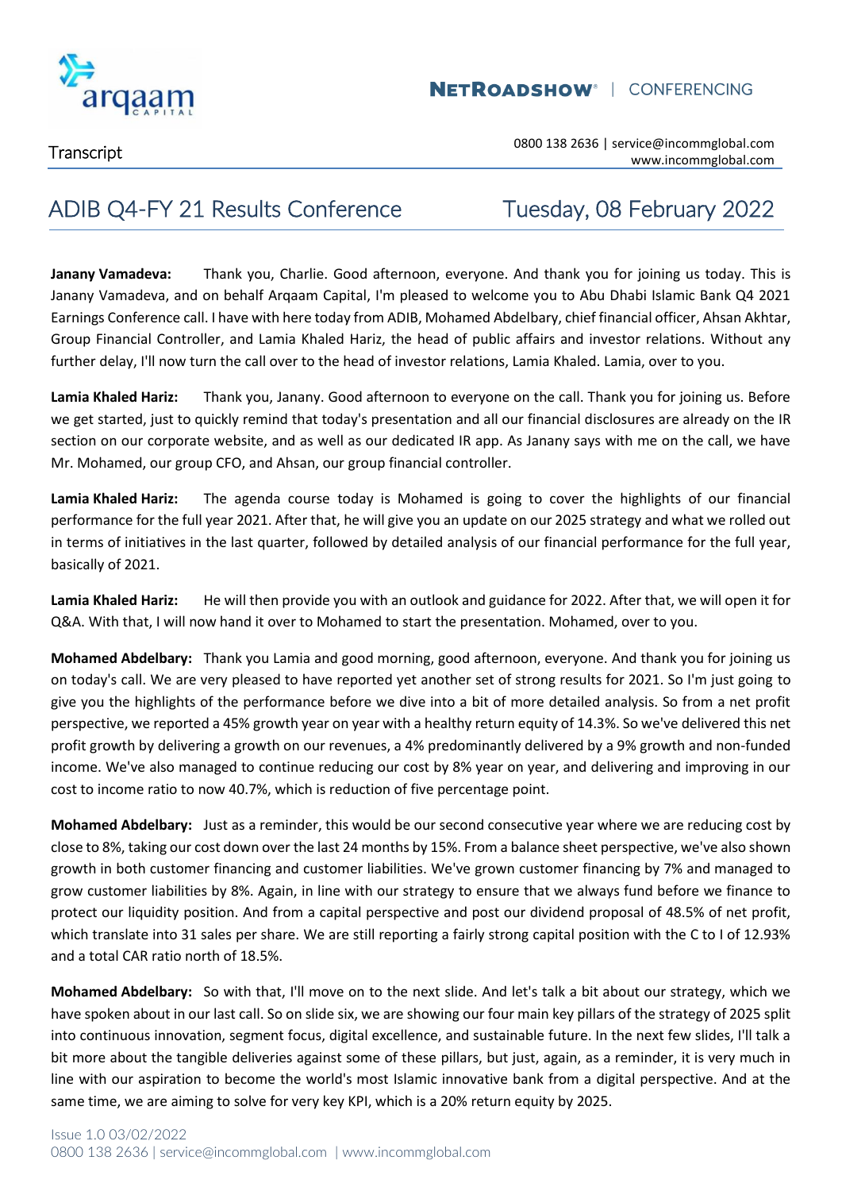Transcript

# ADIB Q4-FY 21 Results Conference

Tuesday, 08 February 2022

**Janany Vamadeva:** Thank you, Charlie. Good afternoon, everyone. And thank you for joining us today. This is Janany Vamadeva, and on behalf Arqaam Capital, I'm pleased to welcome you to Abu Dhabi Islamic Bank Q4 2021 Earnings Conference call. I have with here today from ADIB, Mohamed Abdelbary, chief financial officer, Ahsan Akhtar, Group Financial Controller, and Lamia Khaled Hariz, the head of public affairs and investor relations. Without any further delay, I'll now turn the call over to the head of investor relations, Lamia Khaled. Lamia, over to you.

**Lamia Khaled Hariz:** Thank you, Janany. Good afternoon to everyone on the call. Thank you for joining us. Before we get started, just to quickly remind that today's presentation and all our financial disclosures are already on the IR section on our corporate website, and as well as our dedicated IR app. As Janany says with me on the call, we have Mr. Mohamed, our group CFO, and Ahsan, our group financial controller.

**Lamia Khaled Hariz:** The agenda course today is Mohamed is going to cover the highlights of our financial performance for the full year 2021. After that, he will give you an update on our 2025 strategy and what we rolled out in terms of initiatives in the last quarter, followed by detailed analysis of our financial performance for the full year, basically of 2021.

**Lamia Khaled Hariz:** He will then provide you with an outlook and guidance for 2022. After that, we will open it for Q&A. With that, I will now hand it over to Mohamed to start the presentation. Mohamed, over to you.

**Mohamed Abdelbary:** Thank you Lamia and good morning, good afternoon, everyone. And thank you for joining us on today's call. We are very pleased to have reported yet another set of strong results for 2021. So I'm just going to give you the highlights of the performance before we dive into a bit of more detailed analysis. So from a net profit perspective, we reported a 45% growth year on year with a healthy return equity of 14.3%. So we've delivered this net profit growth by delivering a growth on our revenues, a 4% predominantly delivered by a 9% growth and non-funded income. We've also managed to continue reducing our cost by 8% year on year, and delivering and improving in our cost to income ratio to now 40.7%, which is reduction of five percentage point.

**Mohamed Abdelbary:** Just as a reminder, this would be our second consecutive year where we are reducing cost by close to 8%, taking our cost down over the last 24 months by 15%. From a balance sheet perspective, we've also shown growth in both customer financing and customer liabilities. We've grown customer financing by 7% and managed to grow customer liabilities by 8%. Again, in line with our strategy to ensure that we always fund before we finance to protect our liquidity position. And from a capital perspective and post our dividend proposal of 48.5% of net profit, which translate into 31 sales per share. We are still reporting a fairly strong capital position with the C to I of 12.93% and a total CAR ratio north of 18.5%.

**Mohamed Abdelbary:** So with that, I'll move on to the next slide. And let's talk a bit about our strategy, which we have spoken about in our last call. So on slide six, we are showing our four main key pillars of the strategy of 2025 split into continuous innovation, segment focus, digital excellence, and sustainable future. In the next few slides, I'll talk a bit more about the tangible deliveries against some of these pillars, but just, again, as a reminder, it is very much in line with our aspiration to become the world's most Islamic innovative bank from a digital perspective. And at the same time, we are aiming to solve for very key KPI, which is a 20% return equity by 2025.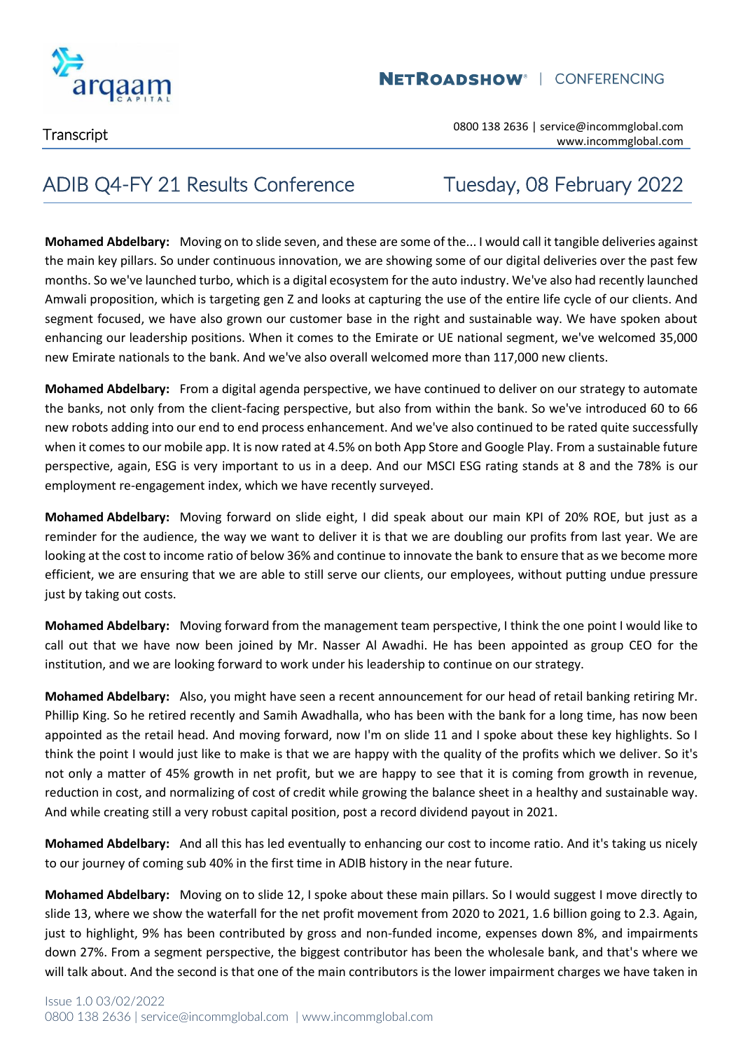**Mohamed Abdelbary:** Moving on to slide seven, and these are some of the... I would call it tangible deliveries against the main key pillars. So under continuous innovation, we are showing some of our digital deliveries over the past few months. So we've launched turbo, which is a digital ecosystem for the auto industry. We've also had recently launched Amwali proposition, which is targeting gen Z and looks at capturing the use of the entire life cycle of our clients. And segment focused, we have also grown our customer base in the right and sustainable way. We have spoken about enhancing our leadership positions. When it comes to the Emirate or UE national segment, we've welcomed 35,000 new Emirate nationals to the bank. And we've also overall welcomed more than 117,000 new clients.

**Mohamed Abdelbary:** From a digital agenda perspective, we have continued to deliver on our strategy to automate the banks, not only from the client-facing perspective, but also from within the bank. So we've introduced 60 to 66 new robots adding into our end to end process enhancement. And we've also continued to be rated quite successfully when it comes to our mobile app. It is now rated at 4.5% on both App Store and Google Play. From a sustainable future perspective, again, ESG is very important to us in a deep. And our MSCI ESG rating stands at 8 and the 78% is our employment re-engagement index, which we have recently surveyed.

**Mohamed Abdelbary:** Moving forward on slide eight, I did speak about our main KPI of 20% ROE, but just as a reminder for the audience, the way we want to deliver it is that we are doubling our profits from last year. We are looking at the cost to income ratio of below 36% and continue to innovate the bank to ensure that as we become more efficient, we are ensuring that we are able to still serve our clients, our employees, without putting undue pressure just by taking out costs.

**Mohamed Abdelbary:** Moving forward from the management team perspective, I think the one point I would like to call out that we have now been joined by Mr. Nasser Al Awadhi. He has been appointed as group CEO for the institution, and we are looking forward to work under his leadership to continue on our strategy.

**Mohamed Abdelbary:** Also, you might have seen a recent announcement for our head of retail banking retiring Mr. Phillip King. So he retired recently and Samih Awadhalla, who has been with the bank for a long time, has now been appointed as the retail head. And moving forward, now I'm on slide 11 and I spoke about these key highlights. So I think the point I would just like to make is that we are happy with the quality of the profits which we deliver. So it's not only a matter of 45% growth in net profit, but we are happy to see that it is coming from growth in revenue, reduction in cost, and normalizing of cost of credit while growing the balance sheet in a healthy and sustainable way. And while creating still a very robust capital position, post a record dividend payout in 2021.

**Mohamed Abdelbary:** And all this has led eventually to enhancing our cost to income ratio. And it's taking us nicely to our journey of coming sub 40% in the first time in ADIB history in the near future.

**Mohamed Abdelbary:** Moving on to slide 12, I spoke about these main pillars. So I would suggest I move directly to slide 13, where we show the waterfall for the net profit movement from 2020 to 2021, 1.6 billion going to 2.3. Again, just to highlight, 9% has been contributed by gross and non-funded income, expenses down 8%, and impairments down 27%. From a segment perspective, the biggest contributor has been the wholesale bank, and that's where we will talk about. And the second is that one of the main contributors is the lower impairment charges we have taken in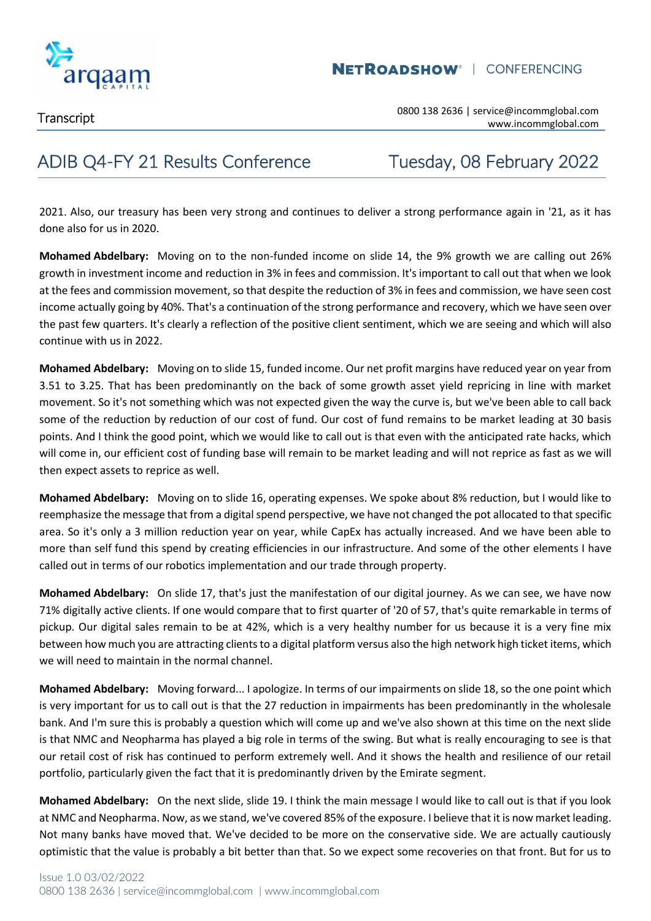2021. Also, our treasury has been very strong and continues to deliver a strong performance again in '21, as it has done also for us in 2020.

**Mohamed Abdelbary:** Moving on to the non-funded income on slide 14, the 9% growth we are calling out 26% growth in investment income and reduction in 3% in fees and commission. It's important to call out that when we look at the fees and commission movement, so that despite the reduction of 3% in fees and commission, we have seen cost income actually going by 40%. That's a continuation of the strong performance and recovery, which we have seen over the past few quarters. It's clearly a reflection of the positive client sentiment, which we are seeing and which will also continue with us in 2022.

**Mohamed Abdelbary:** Moving on to slide 15, funded income. Our net profit margins have reduced year on year from 3.51 to 3.25. That has been predominantly on the back of some growth asset yield repricing in line with market movement. So it's not something which was not expected given the way the curve is, but we've been able to call back some of the reduction by reduction of our cost of fund. Our cost of fund remains to be market leading at 30 basis points. And I think the good point, which we would like to call out is that even with the anticipated rate hacks, which will come in, our efficient cost of funding base will remain to be market leading and will not reprice as fast as we will then expect assets to reprice as well.

**Mohamed Abdelbary:** Moving on to slide 16, operating expenses. We spoke about 8% reduction, but I would like to reemphasize the message that from a digital spend perspective, we have not changed the pot allocated to that specific area. So it's only a 3 million reduction year on year, while CapEx has actually increased. And we have been able to more than self fund this spend by creating efficiencies in our infrastructure. And some of the other elements I have called out in terms of our robotics implementation and our trade through property.

**Mohamed Abdelbary:** On slide 17, that's just the manifestation of our digital journey. As we can see, we have now 71% digitally active clients. If one would compare that to first quarter of '20 of 57, that's quite remarkable in terms of pickup. Our digital sales remain to be at 42%, which is a very healthy number for us because it is a very fine mix between how much you are attracting clients to a digital platform versus also the high network high ticket items, which we will need to maintain in the normal channel.

**Mohamed Abdelbary:** Moving forward... I apologize. In terms of our impairments on slide 18, so the one point which is very important for us to call out is that the 27 reduction in impairments has been predominantly in the wholesale bank. And I'm sure this is probably a question which will come up and we've also shown at this time on the next slide is that NMC and Neopharma has played a big role in terms of the swing. But what is really encouraging to see is that our retail cost of risk has continued to perform extremely well. And it shows the health and resilience of our retail portfolio, particularly given the fact that it is predominantly driven by the Emirate segment.

**Mohamed Abdelbary:** On the next slide, slide 19. I think the main message I would like to call out is that if you look at NMC and Neopharma. Now, as we stand, we've covered 85% of the exposure. I believe that it is now market leading. Not many banks have moved that. We've decided to be more on the conservative side. We are actually cautiously optimistic that the value is probably a bit better than that. So we expect some recoveries on that front. But for us to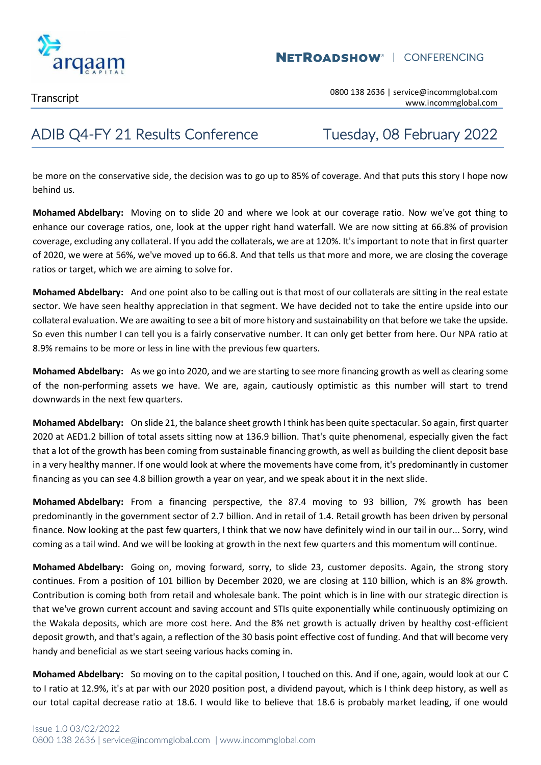be more on the conservative side, the decision was to go up to 85% of coverage. And that puts this story I hope now behind us.

**Mohamed Abdelbary:** Moving on to slide 20 and where we look at our coverage ratio. Now we've got thing to enhance our coverage ratios, one, look at the upper right hand waterfall. We are now sitting at 66.8% of provision coverage, excluding any collateral. If you add the collaterals, we are at 120%. It's important to note that in first quarter of 2020, we were at 56%, we've moved up to 66.8. And that tells us that more and more, we are closing the coverage ratios or target, which we are aiming to solve for.

**Mohamed Abdelbary:** And one point also to be calling out is that most of our collaterals are sitting in the real estate sector. We have seen healthy appreciation in that segment. We have decided not to take the entire upside into our collateral evaluation. We are awaiting to see a bit of more history and sustainability on that before we take the upside. So even this number I can tell you is a fairly conservative number. It can only get better from here. Our NPA ratio at 8.9% remains to be more or less in line with the previous few quarters.

**Mohamed Abdelbary:** As we go into 2020, and we are starting to see more financing growth as well as clearing some of the non-performing assets we have. We are, again, cautiously optimistic as this number will start to trend downwards in the next few quarters.

**Mohamed Abdelbary:** On slide 21, the balance sheet growth I think has been quite spectacular. So again, first quarter 2020 at AED1.2 billion of total assets sitting now at 136.9 billion. That's quite phenomenal, especially given the fact that a lot of the growth has been coming from sustainable financing growth, as well as building the client deposit base in a very healthy manner. If one would look at where the movements have come from, it's predominantly in customer financing as you can see 4.8 billion growth a year on year, and we speak about it in the next slide.

**Mohamed Abdelbary:** From a financing perspective, the 87.4 moving to 93 billion, 7% growth has been predominantly in the government sector of 2.7 billion. And in retail of 1.4. Retail growth has been driven by personal finance. Now looking at the past few quarters, I think that we now have definitely wind in our tail in our... Sorry, wind coming as a tail wind. And we will be looking at growth in the next few quarters and this momentum will continue.

**Mohamed Abdelbary:** Going on, moving forward, sorry, to slide 23, customer deposits. Again, the strong story continues. From a position of 101 billion by December 2020, we are closing at 110 billion, which is an 8% growth. Contribution is coming both from retail and wholesale bank. The point which is in line with our strategic direction is that we've grown current account and saving account and STIs quite exponentially while continuously optimizing on the Wakala deposits, which are more cost here. And the 8% net growth is actually driven by healthy cost-efficient deposit growth, and that's again, a reflection of the 30 basis point effective cost of funding. And that will become very handy and beneficial as we start seeing various hacks coming in.

**Mohamed Abdelbary:** So moving on to the capital position, I touched on this. And if one, again, would look at our C to I ratio at 12.9%, it's at par with our 2020 position post, a dividend payout, which is I think deep history, as well as our total capital decrease ratio at 18.6. I would like to believe that 18.6 is probably market leading, if one would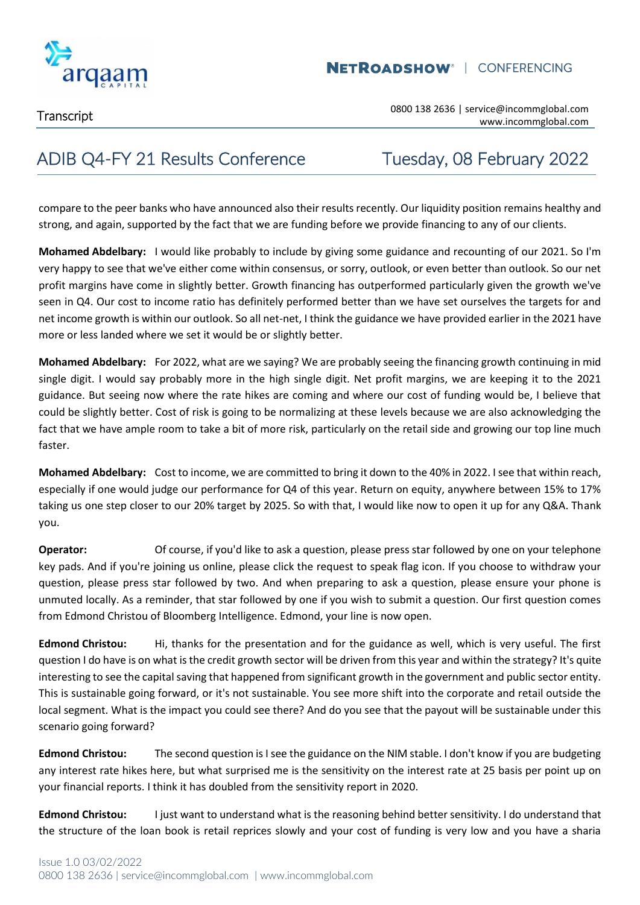compare to the peer banks who have announced also their results recently. Our liquidity position remains healthy and strong, and again, supported by the fact that we are funding before we provide financing to any of our clients.

**Mohamed Abdelbary:** I would like probably to include by giving some guidance and recounting of our 2021. So I'm very happy to see that we've either come within consensus, or sorry, outlook, or even better than outlook. So our net profit margins have come in slightly better. Growth financing has outperformed particularly given the growth we've seen in Q4. Our cost to income ratio has definitely performed better than we have set ourselves the targets for and net income growth is within our outlook. So all net-net, I think the guidance we have provided earlier in the 2021 have more or less landed where we set it would be or slightly better.

**Mohamed Abdelbary:** For 2022, what are we saying? We are probably seeing the financing growth continuing in mid single digit. I would say probably more in the high single digit. Net profit margins, we are keeping it to the 2021 guidance. But seeing now where the rate hikes are coming and where our cost of funding would be, I believe that could be slightly better. Cost of risk is going to be normalizing at these levels because we are also acknowledging the fact that we have ample room to take a bit of more risk, particularly on the retail side and growing our top line much faster.

**Mohamed Abdelbary:** Cost to income, we are committed to bring it down to the 40% in 2022. I see that within reach, especially if one would judge our performance for Q4 of this year. Return on equity, anywhere between 15% to 17% taking us one step closer to our 20% target by 2025. So with that, I would like now to open it up for any Q&A. Thank you.

**Operator:** Of course, if you'd like to ask a question, please press star followed by one on your telephone key pads. And if you're joining us online, please click the request to speak flag icon. If you choose to withdraw your question, please press star followed by two. And when preparing to ask a question, please ensure your phone is unmuted locally. As a reminder, that star followed by one if you wish to submit a question. Our first question comes from Edmond Christou of Bloomberg Intelligence. Edmond, your line is now open.

**Edmond Christou:** Hi, thanks for the presentation and for the guidance as well, which is very useful. The first question I do have is on what is the credit growth sector will be driven from this year and within the strategy? It's quite interesting to see the capital saving that happened from significant growth in the government and public sector entity. This is sustainable going forward, or it's not sustainable. You see more shift into the corporate and retail outside the local segment. What is the impact you could see there? And do you see that the payout will be sustainable under this scenario going forward?

**Edmond Christou:** The second question is I see the guidance on the NIM stable. I don't know if you are budgeting any interest rate hikes here, but what surprised me is the sensitivity on the interest rate at 25 basis per point up on your financial reports. I think it has doubled from the sensitivity report in 2020.

**Edmond Christou:** I just want to understand what is the reasoning behind better sensitivity. I do understand that the structure of the loan book is retail reprices slowly and your cost of funding is very low and you have a sharia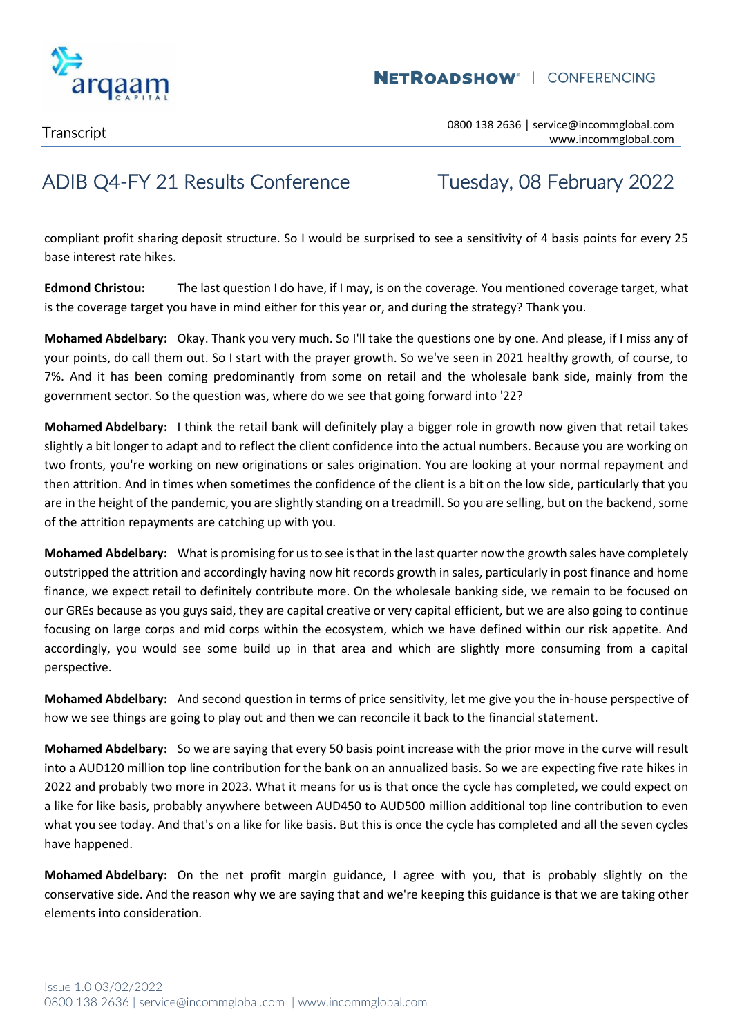compliant profit sharing deposit structure. So I would be surprised to see a sensitivity of 4 basis points for every 25 base interest rate hikes.

**Edmond Christou:** The last question I do have, if I may, is on the coverage. You mentioned coverage target, what is the coverage target you have in mind either for this year or, and during the strategy? Thank you.

**Mohamed Abdelbary:** Okay. Thank you very much. So I'll take the questions one by one. And please, if I miss any of your points, do call them out. So I start with the prayer growth. So we've seen in 2021 healthy growth, of course, to 7%. And it has been coming predominantly from some on retail and the wholesale bank side, mainly from the government sector. So the question was, where do we see that going forward into '22?

**Mohamed Abdelbary:** I think the retail bank will definitely play a bigger role in growth now given that retail takes slightly a bit longer to adapt and to reflect the client confidence into the actual numbers. Because you are working on two fronts, you're working on new originations or sales origination. You are looking at your normal repayment and then attrition. And in times when sometimes the confidence of the client is a bit on the low side, particularly that you are in the height of the pandemic, you are slightly standing on a treadmill. So you are selling, but on the backend, some of the attrition repayments are catching up with you.

**Mohamed Abdelbary:** What is promising for us to see is that in the last quarter now the growth sales have completely outstripped the attrition and accordingly having now hit records growth in sales, particularly in post finance and home finance, we expect retail to definitely contribute more. On the wholesale banking side, we remain to be focused on our GREs because as you guys said, they are capital creative or very capital efficient, but we are also going to continue focusing on large corps and mid corps within the ecosystem, which we have defined within our risk appetite. And accordingly, you would see some build up in that area and which are slightly more consuming from a capital perspective.

**Mohamed Abdelbary:** And second question in terms of price sensitivity, let me give you the in-house perspective of how we see things are going to play out and then we can reconcile it back to the financial statement.

**Mohamed Abdelbary:** So we are saying that every 50 basis point increase with the prior move in the curve will result into a AUD120 million top line contribution for the bank on an annualized basis. So we are expecting five rate hikes in 2022 and probably two more in 2023. What it means for us is that once the cycle has completed, we could expect on a like for like basis, probably anywhere between AUD450 to AUD500 million additional top line contribution to even what you see today. And that's on a like for like basis. But this is once the cycle has completed and all the seven cycles have happened.

**Mohamed Abdelbary:** On the net profit margin guidance, I agree with you, that is probably slightly on the conservative side. And the reason why we are saying that and we're keeping this guidance is that we are taking other elements into consideration.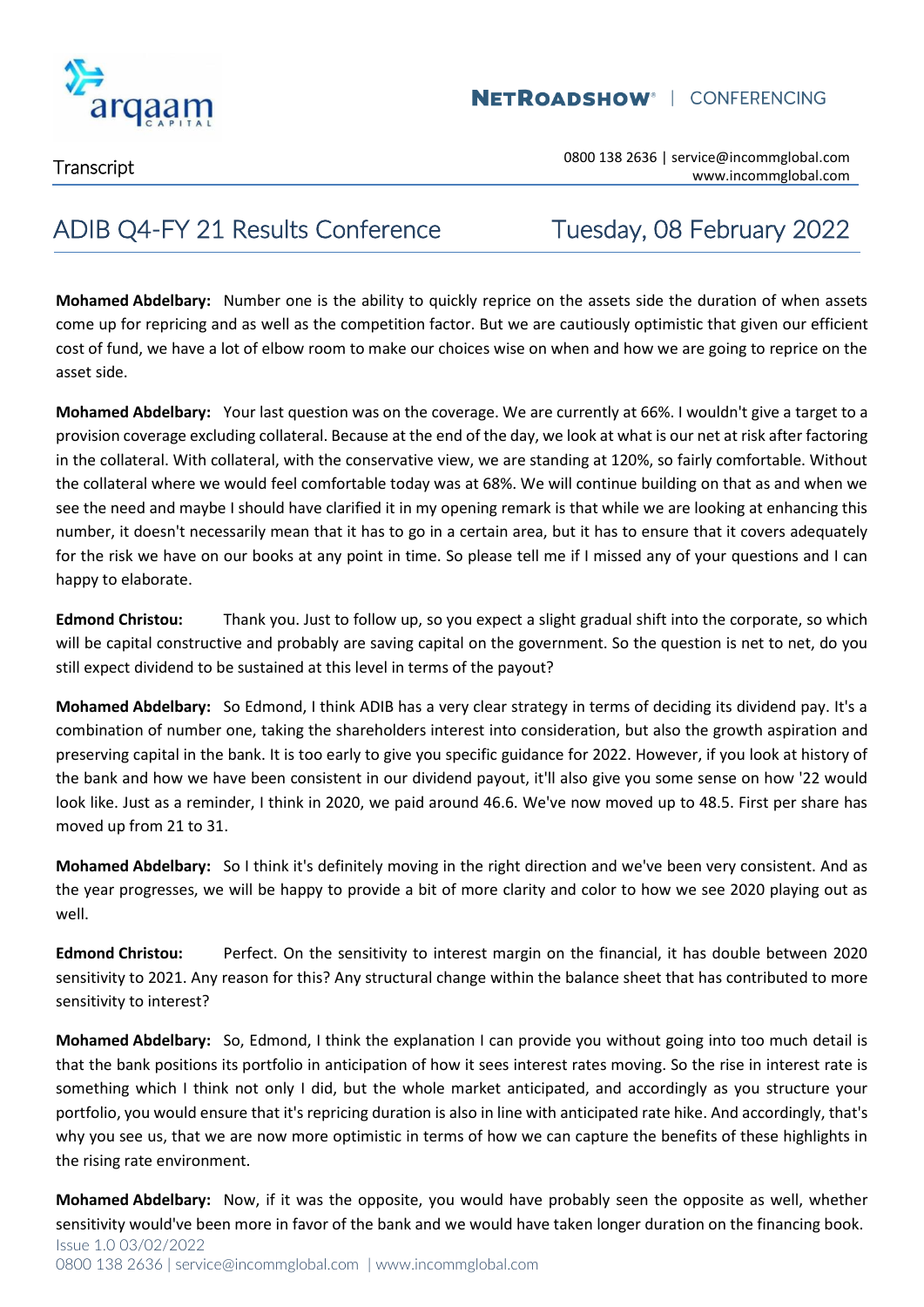**Mohamed Abdelbary:** Number one is the ability to quickly reprice on the assets side the duration of when assets come up for repricing and as well as the competition factor. But we are cautiously optimistic that given our efficient cost of fund, we have a lot of elbow room to make our choices wise on when and how we are going to reprice on the asset side.

**Mohamed Abdelbary:** Your last question was on the coverage. We are currently at 66%. I wouldn't give a target to a provision coverage excluding collateral. Because at the end of the day, we look at what is our net at risk after factoring in the collateral. With collateral, with the conservative view, we are standing at 120%, so fairly comfortable. Without the collateral where we would feel comfortable today was at 68%. We will continue building on that as and when we see the need and maybe I should have clarified it in my opening remark is that while we are looking at enhancing this number, it doesn't necessarily mean that it has to go in a certain area, but it has to ensure that it covers adequately for the risk we have on our books at any point in time. So please tell me if I missed any of your questions and I can happy to elaborate.

**Edmond Christou:** Thank you. Just to follow up, so you expect a slight gradual shift into the corporate, so which will be capital constructive and probably are saving capital on the government. So the question is net to net, do you still expect dividend to be sustained at this level in terms of the payout?

**Mohamed Abdelbary:** So Edmond, I think ADIB has a very clear strategy in terms of deciding its dividend pay. It's a combination of number one, taking the shareholders interest into consideration, but also the growth aspiration and preserving capital in the bank. It is too early to give you specific guidance for 2022. However, if you look at history of the bank and how we have been consistent in our dividend payout, it'll also give you some sense on how '22 would look like. Just as a reminder, I think in 2020, we paid around 46.6. We've now moved up to 48.5. First per share has moved up from 21 to 31.

**Mohamed Abdelbary:** So I think it's definitely moving in the right direction and we've been very consistent. And as the year progresses, we will be happy to provide a bit of more clarity and color to how we see 2020 playing out as well.

**Edmond Christou:** Perfect. On the sensitivity to interest margin on the financial, it has double between 2020 sensitivity to 2021. Any reason for this? Any structural change within the balance sheet that has contributed to more sensitivity to interest?

**Mohamed Abdelbary:** So, Edmond, I think the explanation I can provide you without going into too much detail is that the bank positions its portfolio in anticipation of how it sees interest rates moving. So the rise in interest rate is something which I think not only I did, but the whole market anticipated, and accordingly as you structure your portfolio, you would ensure that it's repricing duration is also in line with anticipated rate hike. And accordingly, that's why you see us, that we are now more optimistic in terms of how we can capture the benefits of these highlights in the rising rate environment.

**Mohamed Abdelbary:** Now, if it was the opposite, you would have probably seen the opposite as well, whether sensitivity would've been more in favor of the bank and we would have taken longer duration on the financing book.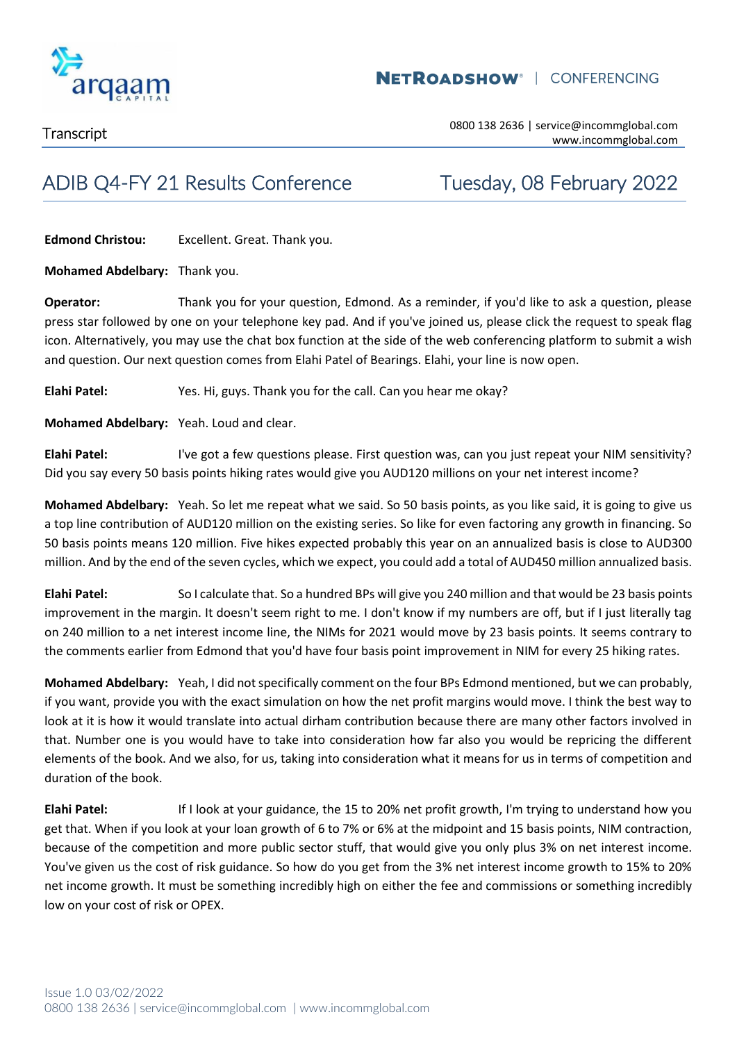**Edmond Christou:** Excellent. Great. Thank you.

**Mohamed Abdelbary:** Thank you.

**Operator:** Thank you for your question, Edmond. As a reminder, if you'd like to ask a question, please press star followed by one on your telephone key pad. And if you've joined us, please click the request to speak flag icon. Alternatively, you may use the chat box function at the side of the web conferencing platform to submit a wish and question. Our next question comes from Elahi Patel of Bearings. Elahi, your line is now open.

**Elahi Patel:** Yes. Hi, guys. Thank you for the call. Can you hear me okay?

**Mohamed Abdelbary:** Yeah. Loud and clear.

**Elahi Patel:** I've got a few questions please. First question was, can you just repeat your NIM sensitivity? Did you say every 50 basis points hiking rates would give you AUD120 millions on your net interest income?

**Mohamed Abdelbary:** Yeah. So let me repeat what we said. So 50 basis points, as you like said, it is going to give us a top line contribution of AUD120 million on the existing series. So like for even factoring any growth in financing. So 50 basis points means 120 million. Five hikes expected probably this year on an annualized basis is close to AUD300 million. And by the end of the seven cycles, which we expect, you could add a total of AUD450 million annualized basis.

**Elahi Patel:** So I calculate that. So a hundred BPs will give you 240 million and that would be 23 basis points improvement in the margin. It doesn't seem right to me. I don't know if my numbers are off, but if I just literally tag on 240 million to a net interest income line, the NIMs for 2021 would move by 23 basis points. It seems contrary to the comments earlier from Edmond that you'd have four basis point improvement in NIM for every 25 hiking rates.

**Mohamed Abdelbary:** Yeah, I did not specifically comment on the four BPs Edmond mentioned, but we can probably, if you want, provide you with the exact simulation on how the net profit margins would move. I think the best way to look at it is how it would translate into actual dirham contribution because there are many other factors involved in that. Number one is you would have to take into consideration how far also you would be repricing the different elements of the book. And we also, for us, taking into consideration what it means for us in terms of competition and duration of the book.

**Elahi Patel:** If I look at your guidance, the 15 to 20% net profit growth, I'm trying to understand how you get that. When if you look at your loan growth of 6 to 7% or 6% at the midpoint and 15 basis points, NIM contraction, because of the competition and more public sector stuff, that would give you only plus 3% on net interest income. You've given us the cost of risk guidance. So how do you get from the 3% net interest income growth to 15% to 20% net income growth. It must be something incredibly high on either the fee and commissions or something incredibly low on your cost of risk or OPEX.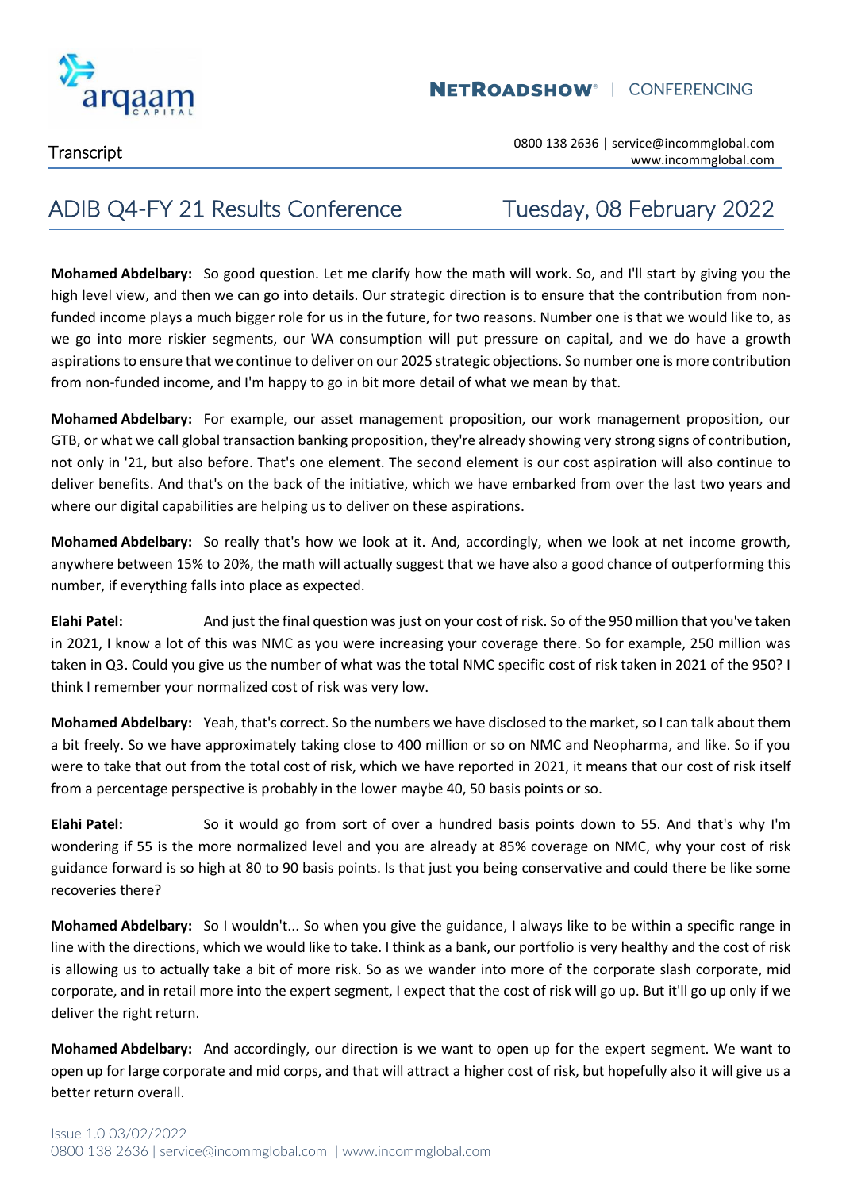**Mohamed Abdelbary:** So good question. Let me clarify how the math will work. So, and I'll start by giving you the high level view, and then we can go into details. Our strategic direction is to ensure that the contribution from non-funded income plays a much bigger role for us in the future, for two reasons. Number one is that we would like to, as we go into more riskier segments, our WA consumption will put pressure on capital, and we do have a growth aspirations to ensure that we continue to deliver on our 2025 strategic objections. So number one is more contribution from non-funded income, and I'm happy to go in bit more detail of what we mean by that.

**Mohamed Abdelbary:** For example, our asset management proposition, our work management proposition, our GTB, or what we call global transaction banking proposition, they're already showing very strong signs of contribution, not only in '21, but also before. That's one element. The second element is our cost aspiration will also continue to deliver benefits. And that's on the back of the initiative, which we have embarked from over the last two years and where our digital capabilities are helping us to deliver on these aspirations.

**Mohamed Abdelbary:** So really that's how we look at it. And, accordingly, when we look at net income growth, anywhere between 15% to 20%, the math will actually suggest that we have also a good chance of outperforming this number, if everything falls into place as expected.

**Elahi Patel:** And just the final question was just on your cost of risk. So of the 950 million that you've taken in 2021, I know a lot of this was NMC as you were increasing your coverage there. So for example, 250 million was taken in Q3. Could you give us the number of what was the total NMC specific cost of risk taken in 2021 of the 950? I think I remember your normalized cost of risk was very low.

**Mohamed Abdelbary:** Yeah, that's correct. So the numbers we have disclosed to the market, so I can talk about them a bit freely. So we have approximately taking close to 400 million or so on NMC and Neopharma, and like. So if you were to take that out from the total cost of risk, which we have reported in 2021, it means that our cost of risk itself from a percentage perspective is probably in the lower maybe 40, 50 basis points or so.

**Elahi Patel:** So it would go from sort of over a hundred basis points down to 55. And that's why I'm wondering if 55 is the more normalized level and you are already at 85% coverage on NMC, why your cost of risk guidance forward is so high at 80 to 90 basis points. Is that just you being conservative and could there be like some recoveries there?

**Mohamed Abdelbary:** So I wouldn't... So when you give the guidance, I always like to be within a specific range in line with the directions, which we would like to take. I think as a bank, our portfolio is very healthy and the cost of risk is allowing us to actually take a bit of more risk. So as we wander into more of the corporate slash corporate, mid corporate, and in retail more into the expert segment, I expect that the cost of risk will go up. But it'll go up only if we deliver the right return.

**Mohamed Abdelbary:** And accordingly, our direction is we want to open up for the expert segment. We want to open up for large corporate and mid corps, and that will attract a higher cost of risk, but hopefully also it will give us a better return overall.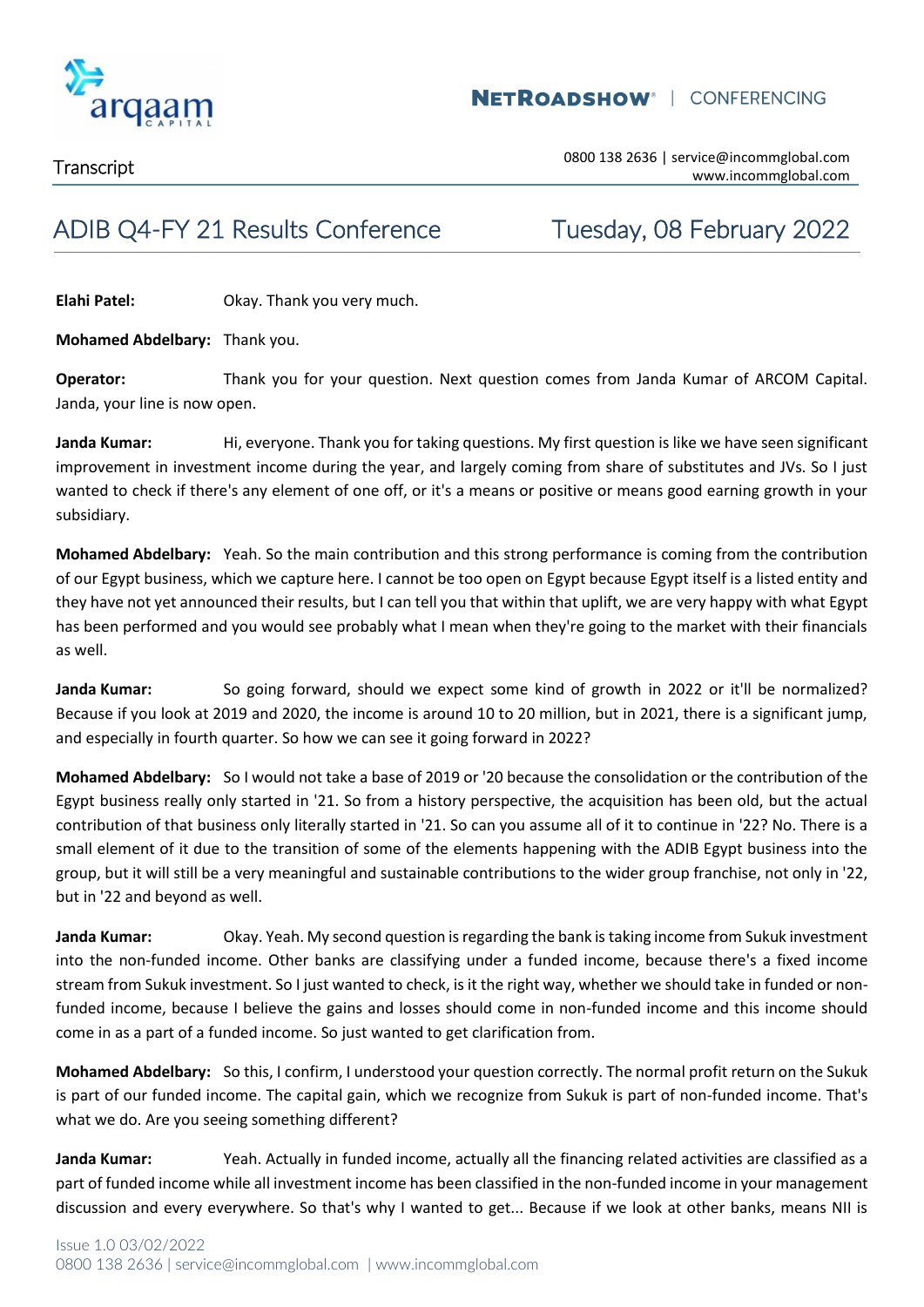**Elahi Patel:** Okay. Thank you very much.

**Mohamed Abdelbary:** Thank you.

**Operator:** Thank you for your question. Next question comes from Janda Kumar of ARCOM Capital. Janda, your line is now open.

**Janda Kumar:** Hi, everyone. Thank you for taking questions. My first question is like we have seen significant improvement in investment income during the year, and largely coming from share of substitutes and JVs. So I just wanted to check if there's any element of one off, or it's a means or positive or means good earning growth in your subsidiary.

**Mohamed Abdelbary:** Yeah. So the main contribution and this strong performance is coming from the contribution of our Egypt business, which we capture here. I cannot be too open on Egypt because Egypt itself is a listed entity and they have not yet announced their results, but I can tell you that within that uplift, we are very happy with what Egypt has been performed and you would see probably what I mean when they're going to the market with their financials as well.

**Janda Kumar:** So going forward, should we expect some kind of growth in 2022 or it'll be normalized? Because if you look at 2019 and 2020, the income is around 10 to 20 million, but in 2021, there is a significant jump, and especially in fourth quarter. So how we can see it going forward in 2022?

**Mohamed Abdelbary:** So I would not take a base of 2019 or '20 because the consolidation or the contribution of the Egypt business really only started in '21. So from a history perspective, the acquisition has been old, but the actual contribution of that business only literally started in '21. So can you assume all of it to continue in '22? No. There is a small element of it due to the transition of some of the elements happening with the ADIB Egypt business into the group, but it will still be a very meaningful and sustainable contributions to the wider group franchise, not only in '22, but in '22 and beyond as well.

**Janda Kumar:** Okay. Yeah. My second question is regarding the bank is taking income from Sukuk investment into the non-funded income. Other banks are classifying under a funded income, because there's a fixed income stream from Sukuk investment. So I just wanted to check, is it the right way, whether we should take in funded or non-funded income, because I believe the gains and losses should come in non-funded income and this income should come in as a part of a funded income. So just wanted to get clarification from.

**Mohamed Abdelbary:** So this, I confirm, I understood your question correctly. The normal profit return on the Sukuk is part of our funded income. The capital gain, which we recognize from Sukuk is part of non-funded income. That's what we do. Are you seeing something different?

**Janda Kumar:** Yeah. Actually in funded income, actually all the financing related activities are classified as a part of funded income while all investment income has been classified in the non-funded income in your management discussion and every everywhere. So that's why I wanted to get... Because if we look at other banks, means NII is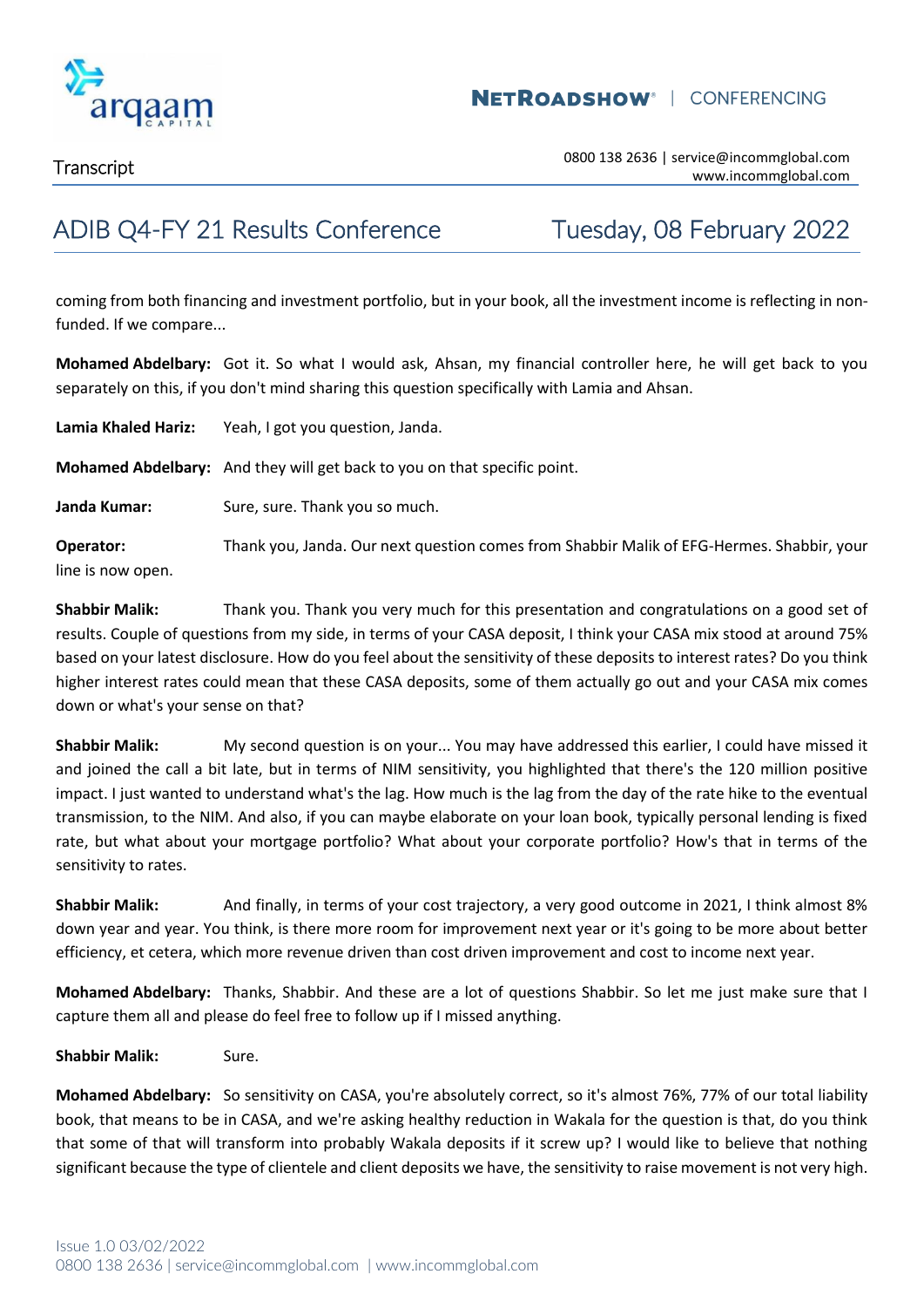coming from both financing and investment portfolio, but in your book, all the investment income is reflecting in non-funded. If we compare...

**Mohamed Abdelbary:** Got it. So what I would ask, Ahsan, my financial controller here, he will get back to you separately on this, if you don't mind sharing this question specifically with Lamia and Ahsan.

**Lamia Khaled Hariz:** Yeah, I got you question, Janda.

**Mohamed Abdelbary:** And they will get back to you on that specific point.

**Janda Kumar:** Sure, sure. Thank you so much.

**Operator:** Thank you, Janda. Our next question comes from Shabbir Malik of EFG-Hermes. Shabbir, your line is now open.

**Shabbir Malik:** Thank you. Thank you very much for this presentation and congratulations on a good set of results. Couple of questions from my side, in terms of your CASA deposit, I think your CASA mix stood at around 75% based on your latest disclosure. How do you feel about the sensitivity of these deposits to interest rates? Do you think higher interest rates could mean that these CASA deposits, some of them actually go out and your CASA mix comes down or what's your sense on that?

**Shabbir Malik:** My second question is on your... You may have addressed this earlier, I could have missed it and joined the call a bit late, but in terms of NIM sensitivity, you highlighted that there's the 120 million positive impact. I just wanted to understand what's the lag. How much is the lag from the day of the rate hike to the eventual transmission, to the NIM. And also, if you can maybe elaborate on your loan book, typically personal lending is fixed rate, but what about your mortgage portfolio? What about your corporate portfolio? How's that in terms of the sensitivity to rates.

**Shabbir Malik:** And finally, in terms of your cost trajectory, a very good outcome in 2021, I think almost 8% down year and year. You think, is there more room for improvement next year or it's going to be more about better efficiency, et cetera, which more revenue driven than cost driven improvement and cost to income next year.

**Mohamed Abdelbary:** Thanks, Shabbir. And these are a lot of questions Shabbir. So let me just make sure that I capture them all and please do feel free to follow up if I missed anything.

**Shabbir Malik:** Sure.

**Mohamed Abdelbary:** So sensitivity on CASA, you're absolutely correct, so it's almost 76%, 77% of our total liability book, that means to be in CASA, and we're asking healthy reduction in Wakala for the question is that, do you think that some of that will transform into probably Wakala deposits if it screw up? I would like to believe that nothing significant because the type of clientele and client deposits we have, the sensitivity to raise movement is not very high.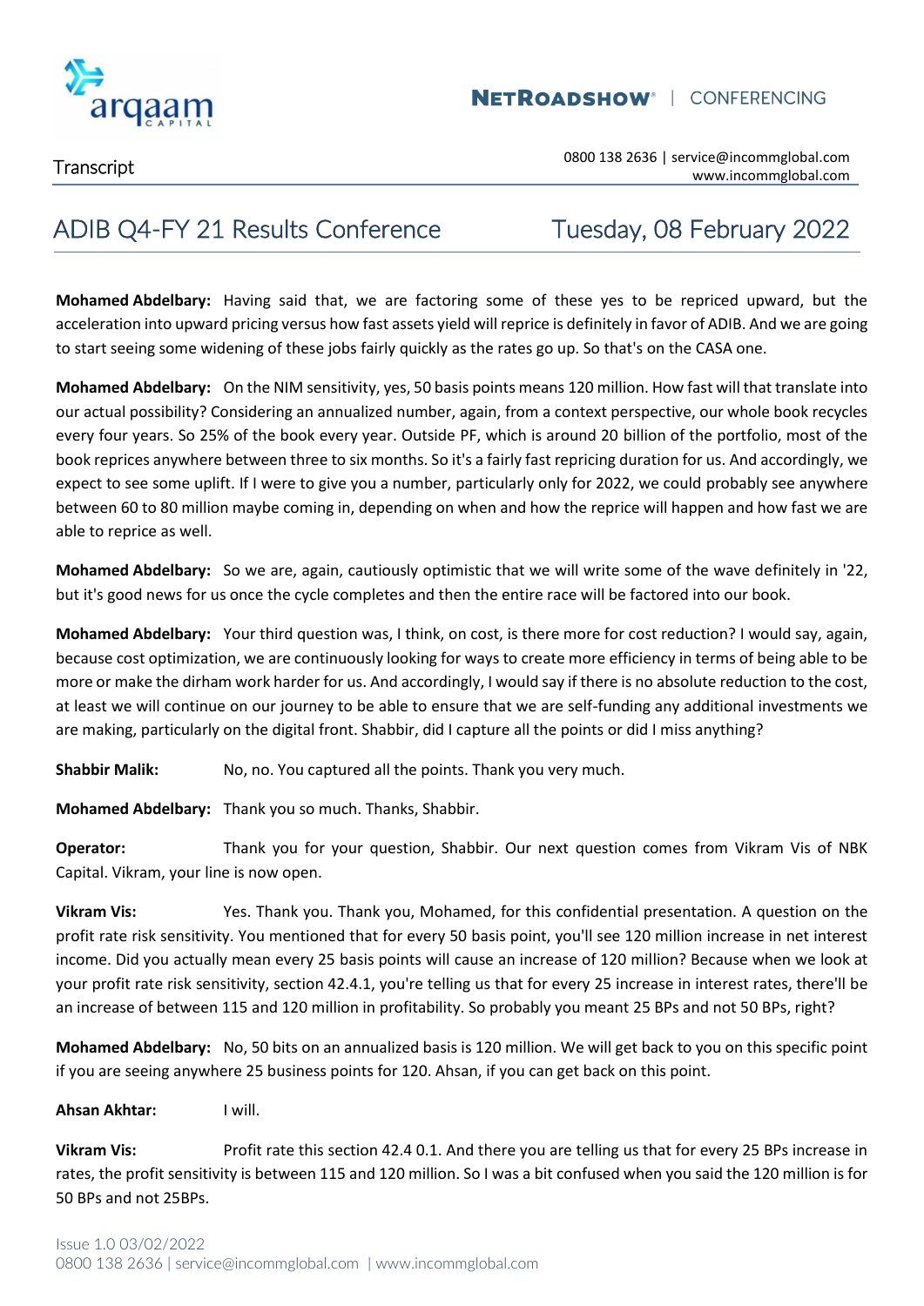**Mohamed Abdelbary:** Having said that, we are factoring some of these yes to be repriced upward, but the acceleration into upward pricing versus how fast assets yield will reprice is definitely in favor of ADIB. And we are going to start seeing some widening of these jobs fairly quickly as the rates go up. So that's on the CASA one.

**Mohamed Abdelbary:** On the NIM sensitivity, yes, 50 basis points means 120 million. How fast will that translate into our actual possibility? Considering an annualized number, again, from a context perspective, our whole book recycles every four years. So 25% of the book every year. Outside PF, which is around 20 billion of the portfolio, most of the book reprices anywhere between three to six months. So it's a fairly fast repricing duration for us. And accordingly, we expect to see some uplift. If I were to give you a number, particularly only for 2022, we could probably see anywhere between 60 to 80 million maybe coming in, depending on when and how the reprice will happen and how fast we are able to reprice as well.

**Mohamed Abdelbary:** So we are, again, cautiously optimistic that we will write some of the wave definitely in '22, but it's good news for us once the cycle completes and then the entire race will be factored into our book.

**Mohamed Abdelbary:** Your third question was, I think, on cost, is there more for cost reduction? I would say, again, because cost optimization, we are continuously looking for ways to create more efficiency in terms of being able to be more or make the dirham work harder for us. And accordingly, I would say if there is no absolute reduction to the cost, at least we will continue on our journey to be able to ensure that we are self-funding any additional investments we are making, particularly on the digital front. Shabbir, did I capture all the points or did I miss anything?

**Shabbir Malik:** No, no. You captured all the points. Thank you very much.

**Mohamed Abdelbary:** Thank you so much. Thanks, Shabbir.

**Operator:** Thank you for your question, Shabbir. Our next question comes from Vikram Vis of NBK Capital. Vikram, your line is now open.

**Vikram Vis:** Yes. Thank you. Thank you, Mohamed, for this confidential presentation. A question on the profit rate risk sensitivity. You mentioned that for every 50 basis point, you'll see 120 million increase in net interest income. Did you actually mean every 25 basis points will cause an increase of 120 million? Because when we look at your profit rate risk sensitivity, section 42.4.1, you're telling us that for every 25 increase in interest rates, there'll be an increase of between 115 and 120 million in profitability. So probably you meant 25 BPs and not 50 BPs, right?

**Mohamed Abdelbary:** No, 50 bits on an annualized basis is 120 million. We will get back to you on this specific point if you are seeing anywhere 25 business points for 120. Ahsan, if you can get back on this point.

**Ahsan Akhtar:** I will.

**Vikram Vis:** Profit rate this section 42.4 0.1. And there you are telling us that for every 25 BPs increase in rates, the profit sensitivity is between 115 and 120 million. So I was a bit confused when you said the 120 million is for 50 BPs and not 25BPs.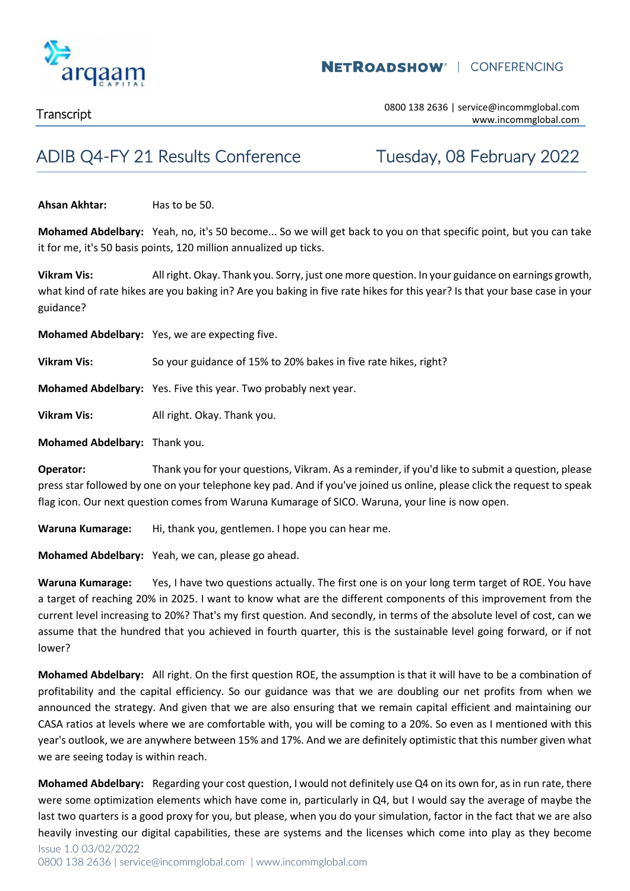**Ahsan Akhtar:** Has to be 50.

**Mohamed Abdelbary:** Yeah, no, it's 50 become... So we will get back to you on that specific point, but you can take it for me, it's 50 basis points, 120 million annualized up ticks.

**Vikram Vis:** All right. Okay. Thank you. Sorry, just one more question. In your guidance on earnings growth, what kind of rate hikes are you baking in? Are you baking in five rate hikes for this year? Is that your base case in your guidance?

**Mohamed Abdelbary:** Yes, we are expecting five.

**Vikram Vis:** So your guidance of 15% to 20% bakes in five rate hikes, right?

**Mohamed Abdelbary:** Yes. Five this year. Two probably next year.

**Vikram Vis:** All right. Okay. Thank you.

**Mohamed Abdelbary:** Thank you.

**Operator:** Thank you for your questions, Vikram. As a reminder, if you'd like to submit a question, please press star followed by one on your telephone key pad. And if you've joined us online, please click the request to speak flag icon. Our next question comes from Waruna Kumarage of SICO. Waruna, your line is now open.

**Waruna Kumarage:** Hi, thank you, gentlemen. I hope you can hear me.

**Mohamed Abdelbary:** Yeah, we can, please go ahead.

**Waruna Kumarage:** Yes, I have two questions actually. The first one is on your long term target of ROE. You have a target of reaching 20% in 2025. I want to know what are the different components of this improvement from the current level increasing to 20%? That's my first question. And secondly, in terms of the absolute level of cost, can we assume that the hundred that you achieved in fourth quarter, this is the sustainable level going forward, or if not lower?

**Mohamed Abdelbary:** All right. On the first question ROE, the assumption is that it will have to be a combination of profitability and the capital efficiency. So our guidance was that we are doubling our net profits from when we announced the strategy. And given that we are also ensuring that we remain capital efficient and maintaining our CASA ratios at levels where we are comfortable with, you will be coming to a 20%. So even as I mentioned with this year's outlook, we are anywhere between 15% and 17%. And we are definitely optimistic that this number given what we are seeing today is within reach.

**Mohamed Abdelbary:** Regarding your cost question, I would not definitely use Q4 on its own for, as in run rate, there were some optimization elements which have come in, particularly in Q4, but I would say the average of maybe the last two quarters is a good proxy for you, but please, when you do your simulation, factor in the fact that we are also heavily investing our digital capabilities, these are systems and the licenses which come into play as they become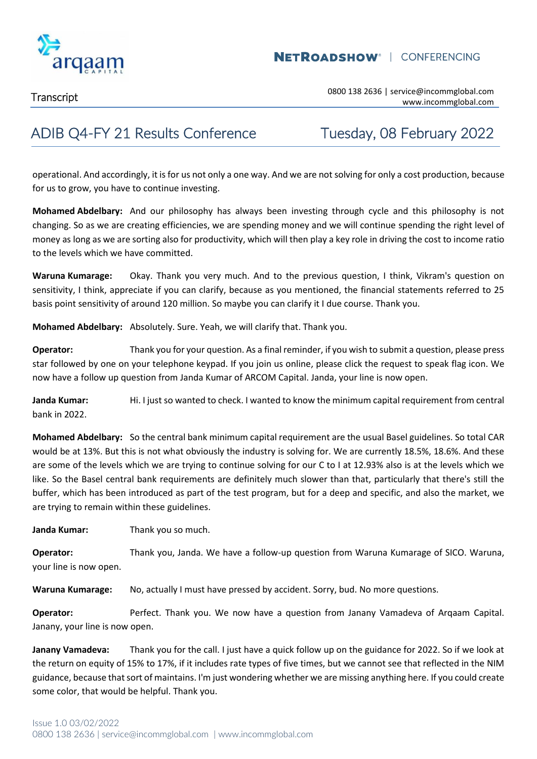operational. And accordingly, it is for us not only a one way. And we are not solving for only a cost production, because for us to grow, you have to continue investing.

**Mohamed Abdelbary:** And our philosophy has always been investing through cycle and this philosophy is not changing. So as we are creating efficiencies, we are spending money and we will continue spending the right level of money as long as we are sorting also for productivity, which will then play a key role in driving the cost to income ratio to the levels which we have committed.

**Waruna Kumarage:** Okay. Thank you very much. And to the previous question, I think, Vikram's question on sensitivity, I think, appreciate if you can clarify, because as you mentioned, the financial statements referred to 25 basis point sensitivity of around 120 million. So maybe you can clarify it I due course. Thank you.

**Mohamed Abdelbary:** Absolutely. Sure. Yeah, we will clarify that. Thank you.

**Operator:** Thank you for your question. As a final reminder, if you wish to submit a question, please press star followed by one on your telephone keypad. If you join us online, please click the request to speak flag icon. We now have a follow up question from Janda Kumar of ARCOM Capital. Janda, your line is now open.

**Janda Kumar:** Hi. I just so wanted to check. I wanted to know the minimum capital requirement from central bank in 2022.

**Mohamed Abdelbary:** So the central bank minimum capital requirement are the usual Basel guidelines. So total CAR would be at 13%. But this is not what obviously the industry is solving for. We are currently 18.5%, 18.6%. And these are some of the levels which we are trying to continue solving for our C to I at 12.93% also is at the levels which we like. So the Basel central bank requirements are definitely much slower than that, particularly that there's still the buffer, which has been introduced as part of the test program, but for a deep and specific, and also the market, we are trying to remain within these guidelines.

**Janda Kumar:** Thank you so much.

**Operator:** Thank you, Janda. We have a follow-up question from Waruna Kumarage of SICO. Waruna, your line is now open.

**Waruna Kumarage:** No, actually I must have pressed by accident. Sorry, bud. No more questions.

**Operator:** Perfect. Thank you. We now have a question from Janany Vamadeva of Arqaam Capital. Janany, your line is now open.

**Janany Vamadeva:** Thank you for the call. I just have a quick follow up on the guidance for 2022. So if we look at the return on equity of 15% to 17%, if it includes rate types of five times, but we cannot see that reflected in the NIM guidance, because that sort of maintains. I'm just wondering whether we are missing anything here. If you could create some color, that would be helpful. Thank you.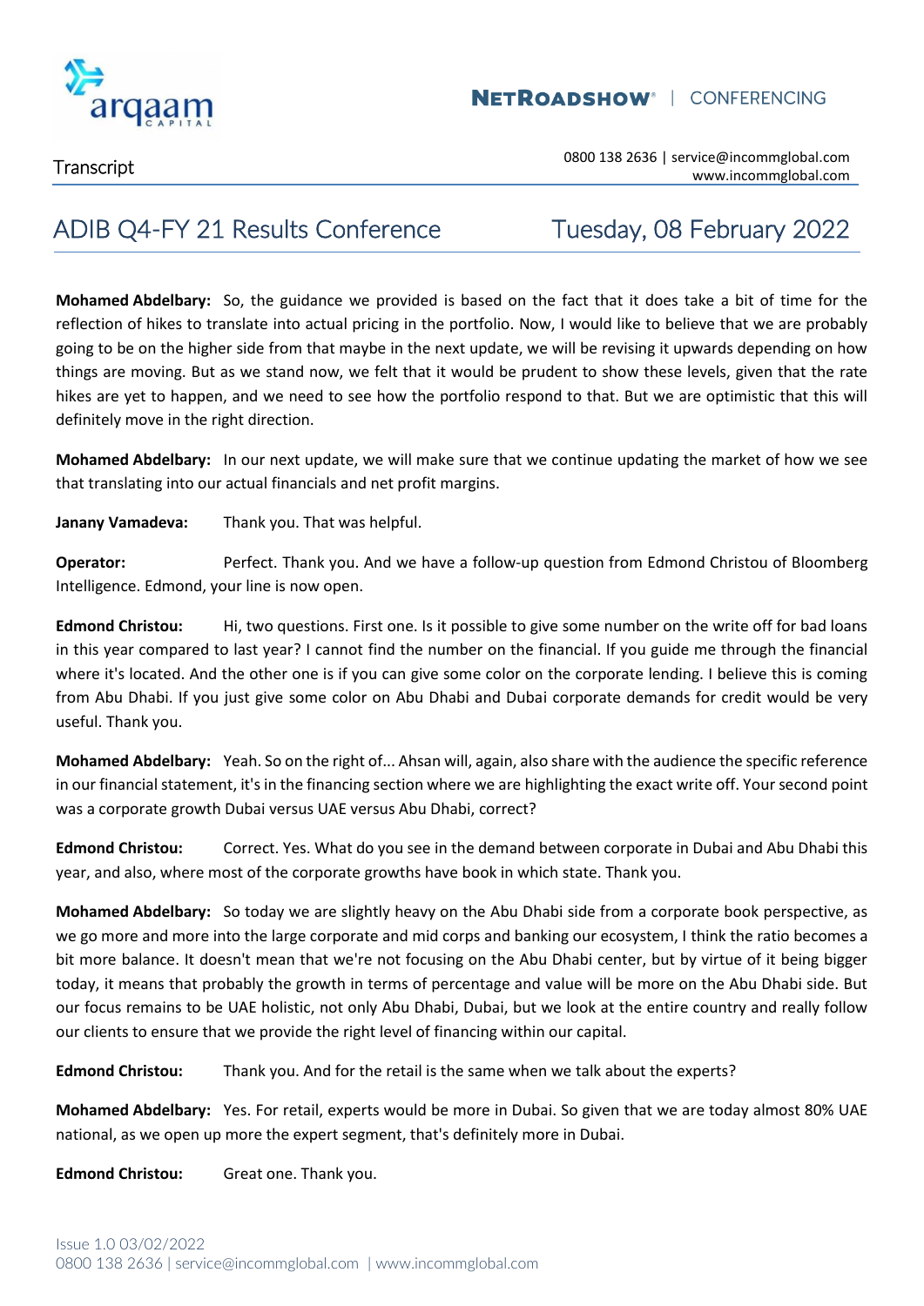**Mohamed Abdelbary:** So, the guidance we provided is based on the fact that it does take a bit of time for the reflection of hikes to translate into actual pricing in the portfolio. Now, I would like to believe that we are probably going to be on the higher side from that maybe in the next update, we will be revising it upwards depending on how things are moving. But as we stand now, we felt that it would be prudent to show these levels, given that the rate hikes are yet to happen, and we need to see how the portfolio respond to that. But we are optimistic that this will definitely move in the right direction.

**Mohamed Abdelbary:** In our next update, we will make sure that we continue updating the market of how we see that translating into our actual financials and net profit margins.

**Janany Vamadeva:** Thank you. That was helpful.

**Operator:** Perfect. Thank you. And we have a follow-up question from Edmond Christou of Bloomberg Intelligence. Edmond, your line is now open.

**Edmond Christou:** Hi, two questions. First one. Is it possible to give some number on the write off for bad loans in this year compared to last year? I cannot find the number on the financial. If you guide me through the financial where it's located. And the other one is if you can give some color on the corporate lending. I believe this is coming from Abu Dhabi. If you just give some color on Abu Dhabi and Dubai corporate demands for credit would be very useful. Thank you.

**Mohamed Abdelbary:** Yeah. So on the right of... Ahsan will, again, also share with the audience the specific reference in our financial statement, it's in the financing section where we are highlighting the exact write off. Your second point was a corporate growth Dubai versus UAE versus Abu Dhabi, correct?

**Edmond Christou:** Correct. Yes. What do you see in the demand between corporate in Dubai and Abu Dhabi this year, and also, where most of the corporate growths have book in which state. Thank you.

**Mohamed Abdelbary:** So today we are slightly heavy on the Abu Dhabi side from a corporate book perspective, as we go more and more into the large corporate and mid corps and banking our ecosystem, I think the ratio becomes a bit more balance. It doesn't mean that we're not focusing on the Abu Dhabi center, but by virtue of it being bigger today, it means that probably the growth in terms of percentage and value will be more on the Abu Dhabi side. But our focus remains to be UAE holistic, not only Abu Dhabi, Dubai, but we look at the entire country and really follow our clients to ensure that we provide the right level of financing within our capital.

**Edmond Christou:** Thank you. And for the retail is the same when we talk about the experts?

**Mohamed Abdelbary:** Yes. For retail, experts would be more in Dubai. So given that we are today almost 80% UAE national, as we open up more the expert segment, that's definitely more in Dubai.

**Edmond Christou:** Great one. Thank you.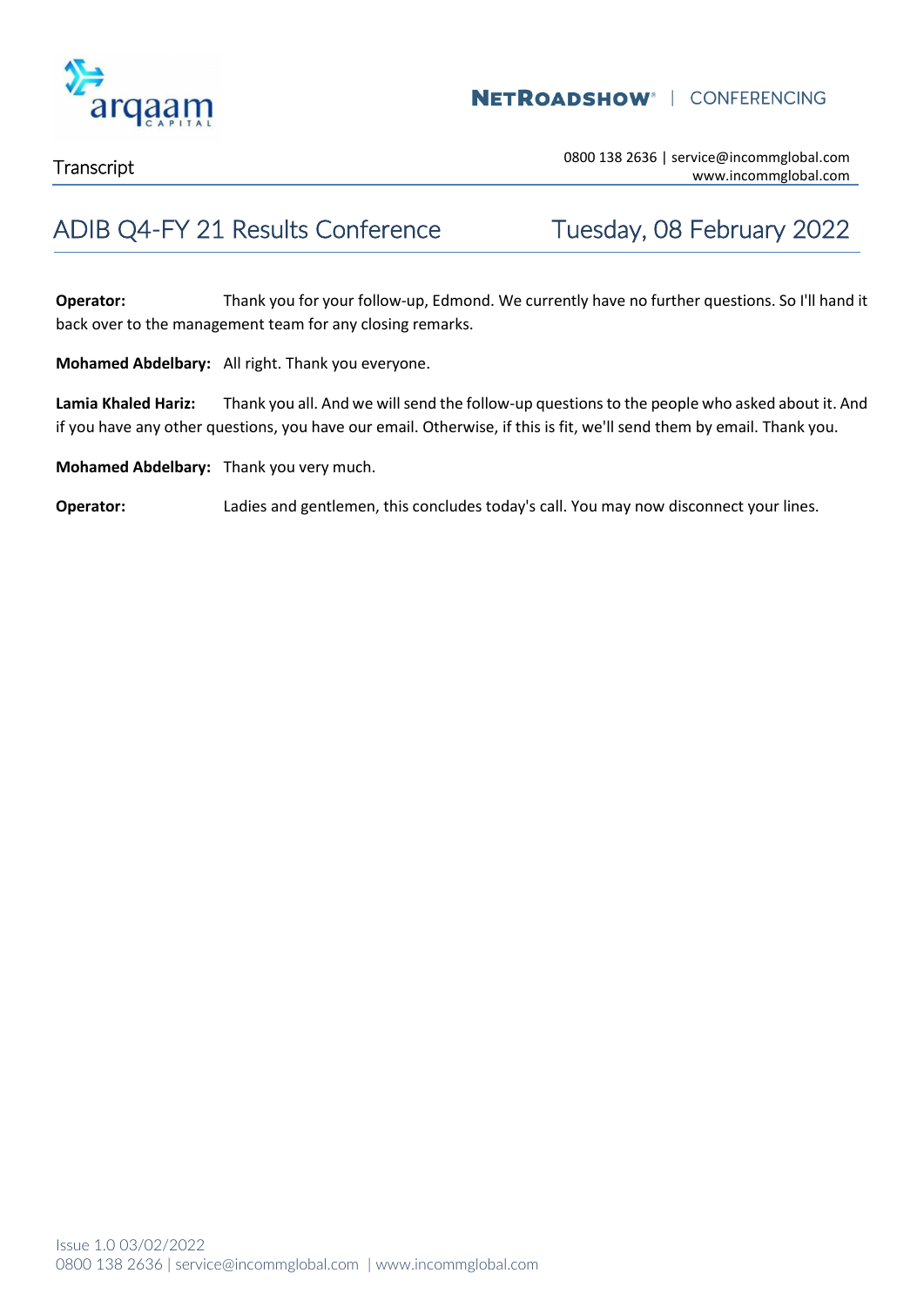**Operator:** Thank you for your follow-up, Edmond. We currently have no further questions. So I'll hand it back over to the management team for any closing remarks.

**Mohamed Abdelbary:** All right. Thank you everyone.

**Lamia Khaled Hariz:** Thank you all. And we will send the follow-up questions to the people who asked about it. And if you have any other questions, you have our email. Otherwise, if this is fit, we'll send them by email. Thank you.

**Mohamed Abdelbary:** Thank you very much.

**Operator:** Ladies and gentlemen, this concludes today's call. You may now disconnect your lines.